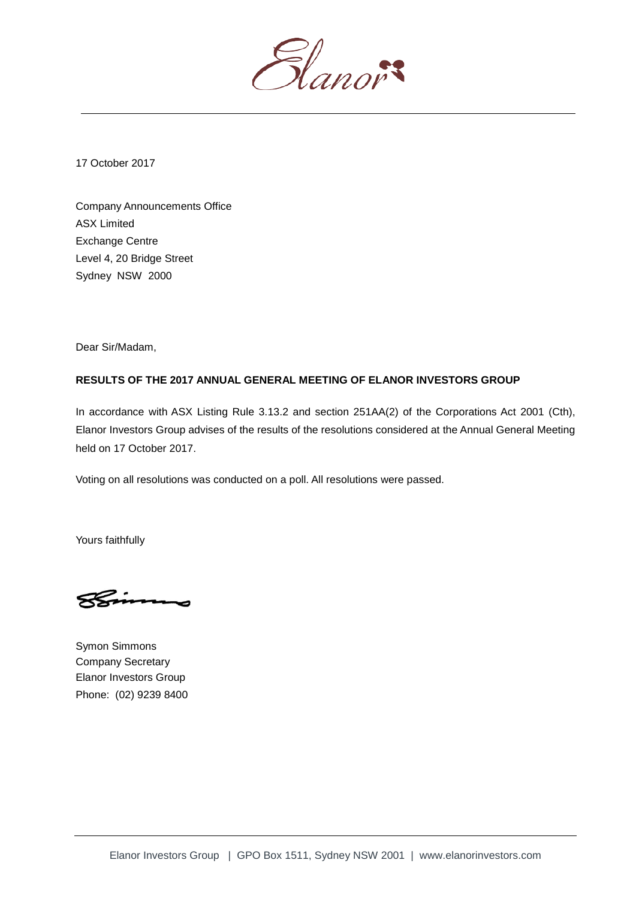17 October 2017

Company Announcements Office
ASX Limited
Exchange Centre
Level 4, 20 Bridge Street
Sydney NSW 2000

Dear Sir/Madam,

**RESULTS OF THE 2017 ANNUAL GENERAL MEETING OF ELANOR INVESTORS GROUP**

In accordance with ASX Listing Rule 3.13.2 and section 251AA(2) of the Corporations Act 2001 (Cth), Elanor Investors Group advises of the results of the resolutions considered at the Annual General Meeting held on 17 October 2017.

Voting on all resolutions was conducted on a poll. All resolutions were passed.

Yours faithfully

Symon Simmons
Company Secretary
Elanor Investors Group
Phone: (02) 9239 8400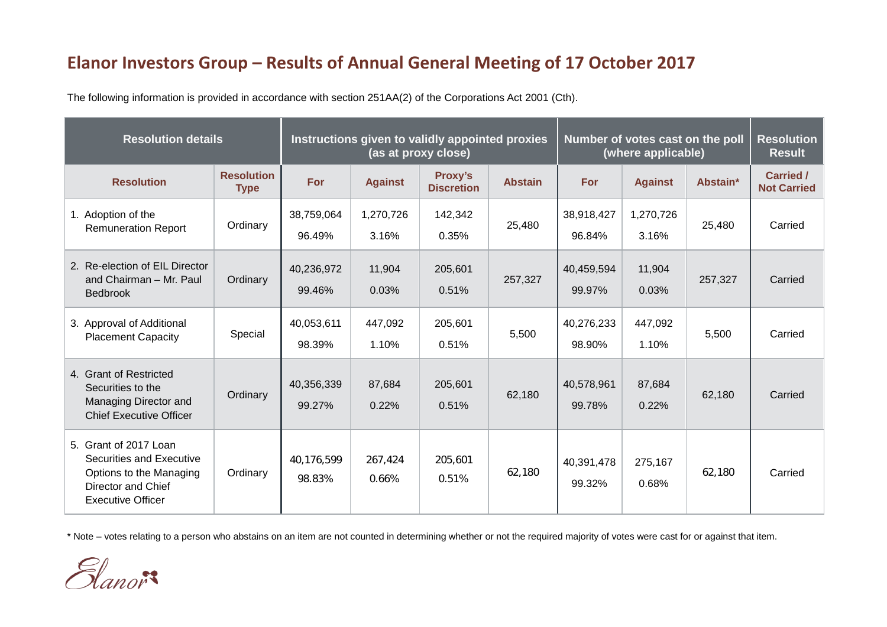## Elanor Investors Group – Results of Annual General Meeting of 17 October 2017

The following information is provided in accordance with section 251AA(2) of the Corporations Act 2001 (Cth).

| Resolution details | | Instructions given to validly appointed proxies (as at proxy close) | | | | Number of votes cast on the poll (where applicable) | | | Resolution Result |
|---|---|---|---|---|---|---|---|---|---|
| **Resolution** | **Resolution Type** | **For** | **Against** | **Proxy's Discretion** | **Abstain** | **For** | **Against** | **Abstain*** | **Carried / Not Carried** |
| 1. Adoption of the Remuneration Report | Ordinary | 38,759,064 96.49% | 1,270,726 3.16% | 142,342 0.35% | 25,480 | 38,918,427 96.84% | 1,270,726 3.16% | 25,480 | Carried |
| 2. Re-election of EIL Director and Chairman – Mr. Paul Bedbrook | Ordinary | 40,236,972 99.46% | 11,904 0.03% | 205,601 0.51% | 257,327 | 40,459,594 99.97% | 11,904 0.03% | 257,327 | Carried |
| 3. Approval of Additional Placement Capacity | Special | 40,053,611 98.39% | 447,092 1.10% | 205,601 0.51% | 5,500 | 40,276,233 98.90% | 447,092 1.10% | 5,500 | Carried |
| 4. Grant of Restricted Securities to the Managing Director and Chief Executive Officer | Ordinary | 40,356,339 99.27% | 87,684 0.22% | 205,601 0.51% | 62,180 | 40,578,961 99.78% | 87,684 0.22% | 62,180 | Carried |
| 5. Grant of 2017 Loan Securities and Executive Options to the Managing Director and Chief Executive Officer | Ordinary | 40,176,599 98.83% | 267,424 0.66% | 205,601 0.51% | 62,180 | 40,391,478 99.32% | 275,167 0.68% | 62,180 | Carried |

* Note – votes relating to a person who abstains on an item are not counted in determining whether or not the required majority of votes were cast for or against that item.

Elanor